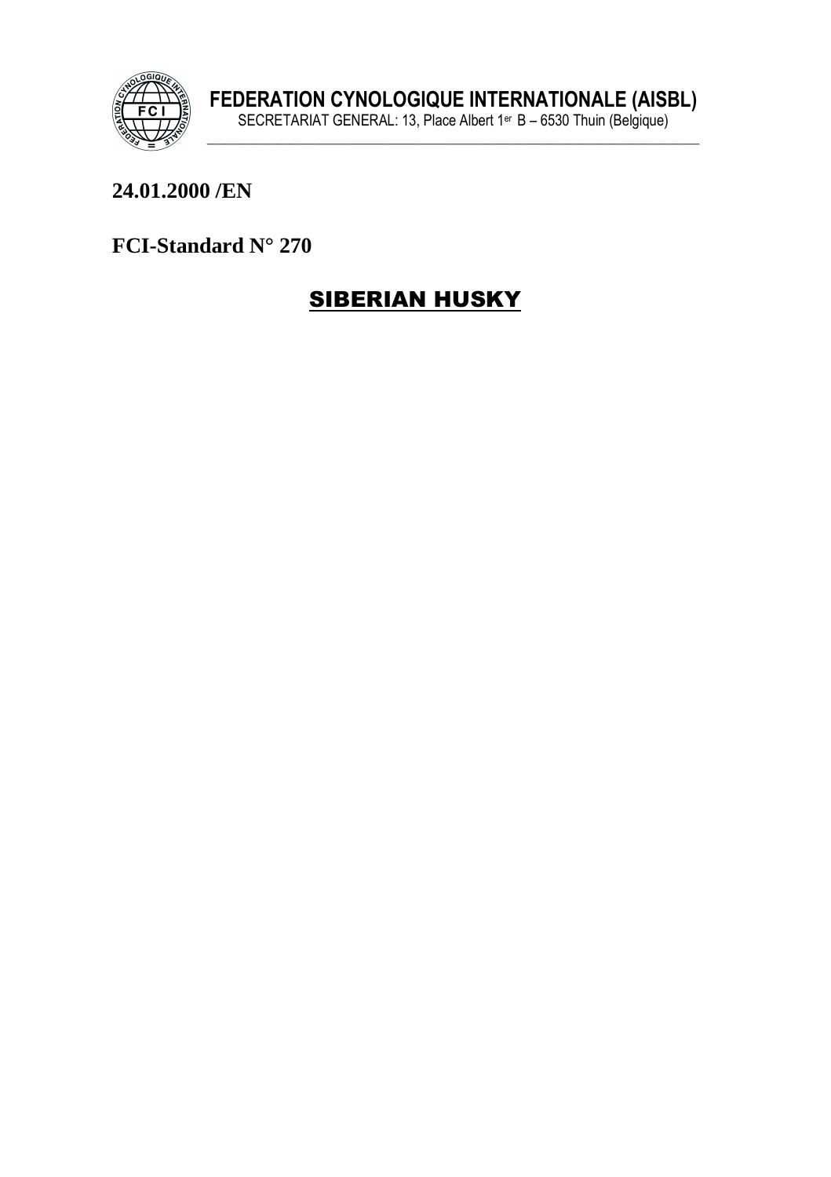# FEDERATION CYNOLOGIQUE INTERNATIONALE (AISBL)

SECRETARIAT GENERAL: 13, Place Albert 1er B – 6530 Thuin (Belgique)

**24.01.2000 /EN**

**FCI-Standard N° 270**

## SIBERIAN HUSKY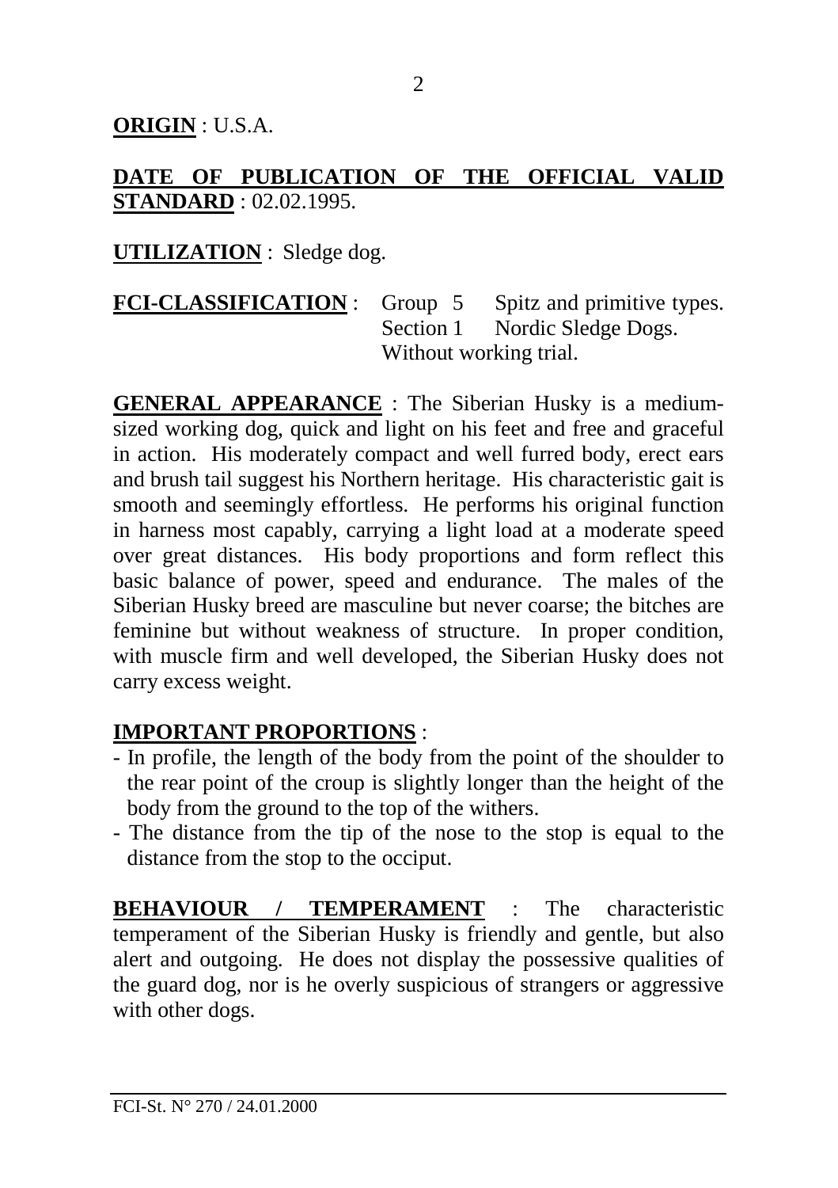**ORIGIN** : U.S.A.

**DATE OF PUBLICATION OF THE OFFICIAL VALID STANDARD** : 02.02.1995.

**UTILIZATION** : Sledge dog.

**FCI-CLASSIFICATION** : Group 5 Spitz and primitive types.
Section 1 Nordic Sledge Dogs.
Without working trial.

**GENERAL APPEARANCE** : The Siberian Husky is a medium-sized working dog, quick and light on his feet and free and graceful in action. His moderately compact and well furred body, erect ears and brush tail suggest his Northern heritage. His characteristic gait is smooth and seemingly effortless. He performs his original function in harness most capably, carrying a light load at a moderate speed over great distances. His body proportions and form reflect this basic balance of power, speed and endurance. The males of the Siberian Husky breed are masculine but never coarse; the bitches are feminine but without weakness of structure. In proper condition, with muscle firm and well developed, the Siberian Husky does not carry excess weight.

**IMPORTANT PROPORTIONS** :

- In profile, the length of the body from the point of the shoulder to the rear point of the croup is slightly longer than the height of the body from the ground to the top of the withers.
- The distance from the tip of the nose to the stop is equal to the distance from the stop to the occiput.

**BEHAVIOUR / TEMPERAMENT** : The characteristic temperament of the Siberian Husky is friendly and gentle, but also alert and outgoing. He does not display the possessive qualities of the guard dog, nor is he overly suspicious of strangers or aggressive with other dogs.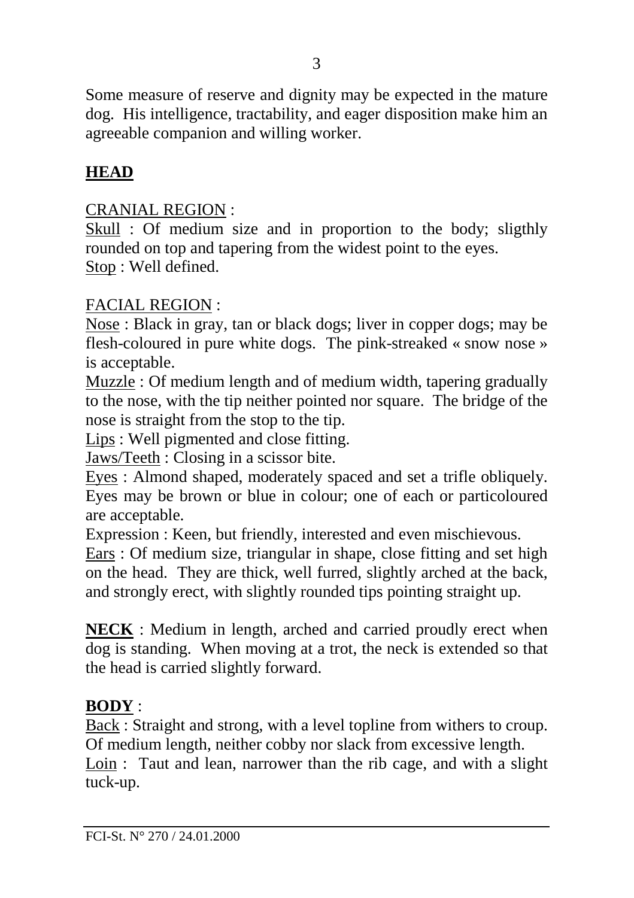Some measure of reserve and dignity may be expected in the mature dog. His intelligence, tractability, and eager disposition make him an agreeable companion and willing worker.

## **HEAD**

CRANIAL REGION :

Skull : Of medium size and in proportion to the body; sligthly rounded on top and tapering from the widest point to the eyes.
Stop : Well defined.

FACIAL REGION :

Nose : Black in gray, tan or black dogs; liver in copper dogs; may be flesh-coloured in pure white dogs. The pink-streaked « snow nose » is acceptable.
Muzzle : Of medium length and of medium width, tapering gradually to the nose, with the tip neither pointed nor square. The bridge of the nose is straight from the stop to the tip.
Lips : Well pigmented and close fitting.
Jaws/Teeth : Closing in a scissor bite.
Eyes : Almond shaped, moderately spaced and set a trifle obliquely. Eyes may be brown or blue in colour; one of each or particoloured are acceptable.
Expression : Keen, but friendly, interested and even mischievous.
Ears : Of medium size, triangular in shape, close fitting and set high on the head. They are thick, well furred, slightly arched at the back, and strongly erect, with slightly rounded tips pointing straight up.

**NECK** : Medium in length, arched and carried proudly erect when dog is standing. When moving at a trot, the neck is extended so that the head is carried slightly forward.

## **BODY** :

Back : Straight and strong, with a level topline from withers to croup. Of medium length, neither cobby nor slack from excessive length.
Loin : Taut and lean, narrower than the rib cage, and with a slight tuck-up.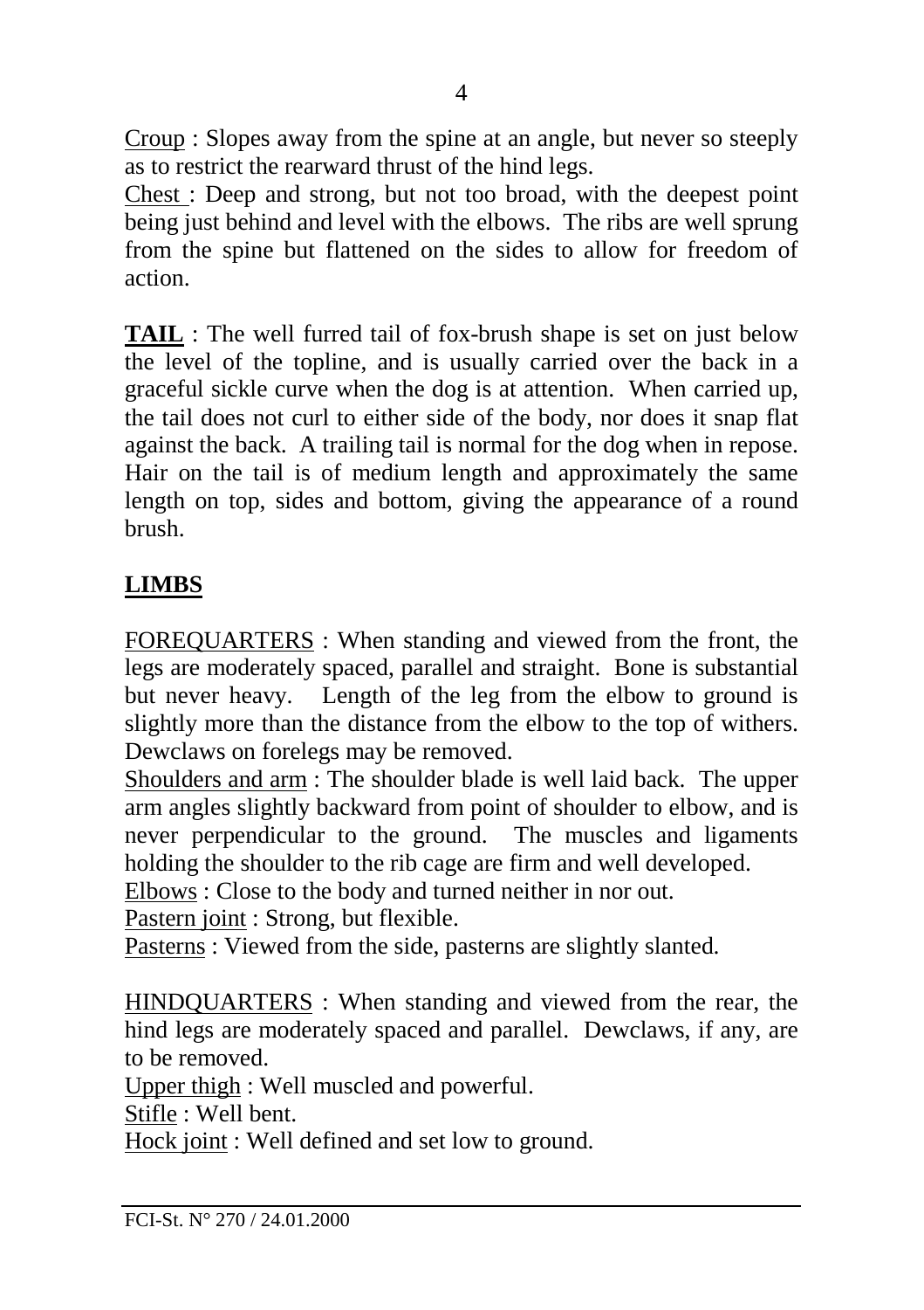<u>Croup</u> : Slopes away from the spine at an angle, but never so steeply as to restrict the rearward thrust of the hind legs.

<u>Chest</u> : Deep and strong, but not too broad, with the deepest point being just behind and level with the elbows. The ribs are well sprung from the spine but flattened on the sides to allow for freedom of action.

**<u>TAIL</u>** : The well furred tail of fox-brush shape is set on just below the level of the topline, and is usually carried over the back in a graceful sickle curve when the dog is at attention. When carried up, the tail does not curl to either side of the body, nor does it snap flat against the back. A trailing tail is normal for the dog when in repose. Hair on the tail is of medium length and approximately the same length on top, sides and bottom, giving the appearance of a round brush.

## **<u>LIMBS</u>**

<u>FOREQUARTERS</u> : When standing and viewed from the front, the legs are moderately spaced, parallel and straight. Bone is substantial but never heavy. Length of the leg from the elbow to ground is slightly more than the distance from the elbow to the top of withers. Dewclaws on forelegs may be removed.

<u>Shoulders and arm</u> : The shoulder blade is well laid back. The upper arm angles slightly backward from point of shoulder to elbow, and is never perpendicular to the ground. The muscles and ligaments holding the shoulder to the rib cage are firm and well developed.

<u>Elbows</u> : Close to the body and turned neither in nor out.

<u>Pastern joint</u> : Strong, but flexible.

<u>Pasterns</u> : Viewed from the side, pasterns are slightly slanted.

<u>HINDQUARTERS</u> : When standing and viewed from the rear, the hind legs are moderately spaced and parallel. Dewclaws, if any, are to be removed.

<u>Upper thigh</u> : Well muscled and powerful.

<u>Stifle</u> : Well bent.

<u>Hock joint</u> : Well defined and set low to ground.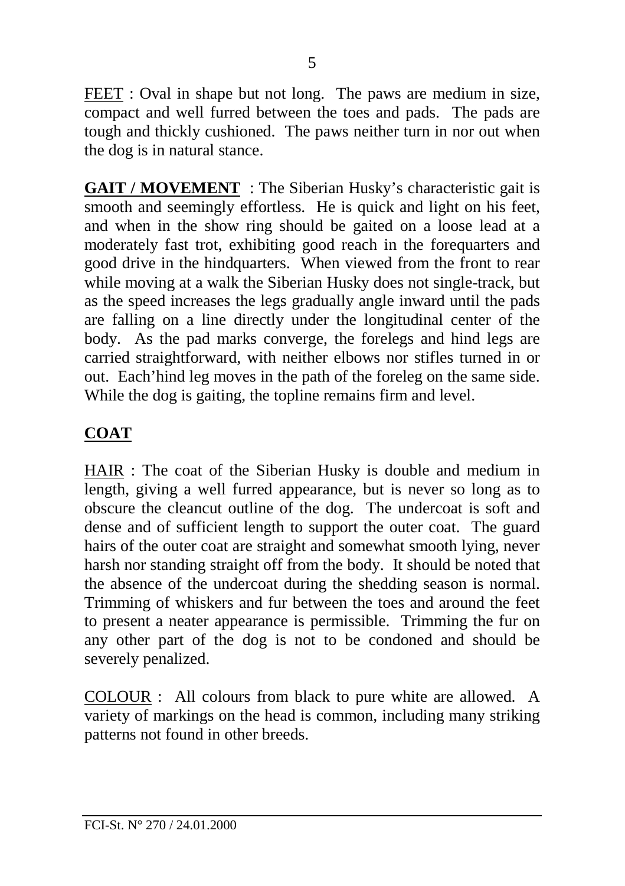FEET : Oval in shape but not long. The paws are medium in size, compact and well furred between the toes and pads. The pads are tough and thickly cushioned. The paws neither turn in nor out when the dog is in natural stance.

**GAIT / MOVEMENT** : The Siberian Husky's characteristic gait is smooth and seemingly effortless. He is quick and light on his feet, and when in the show ring should be gaited on a loose lead at a moderately fast trot, exhibiting good reach in the forequarters and good drive in the hindquarters. When viewed from the front to rear while moving at a walk the Siberian Husky does not single-track, but as the speed increases the legs gradually angle inward until the pads are falling on a line directly under the longitudinal center of the body. As the pad marks converge, the forelegs and hind legs are carried straightforward, with neither elbows nor stifles turned in or out. Each'hind leg moves in the path of the foreleg on the same side. While the dog is gaiting, the topline remains firm and level.

## COAT

HAIR : The coat of the Siberian Husky is double and medium in length, giving a well furred appearance, but is never so long as to obscure the cleancut outline of the dog. The undercoat is soft and dense and of sufficient length to support the outer coat. The guard hairs of the outer coat are straight and somewhat smooth lying, never harsh nor standing straight off from the body. It should be noted that the absence of the undercoat during the shedding season is normal. Trimming of whiskers and fur between the toes and around the feet to present a neater appearance is permissible. Trimming the fur on any other part of the dog is not to be condoned and should be severely penalized.

COLOUR : All colours from black to pure white are allowed. A variety of markings on the head is common, including many striking patterns not found in other breeds.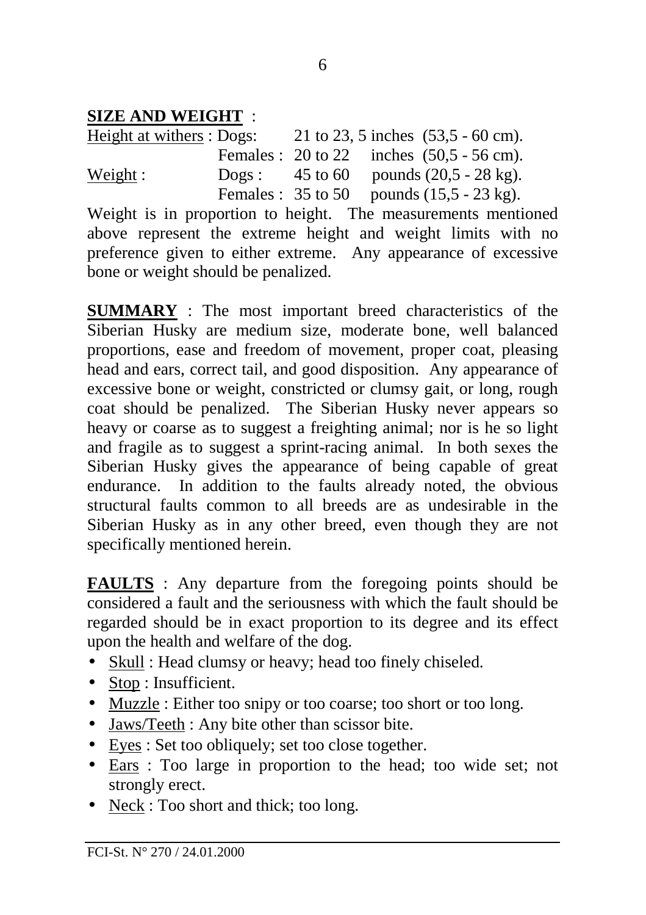**SIZE AND WEIGHT** :

| | | | |
|---|---|---|---|
| Height at withers : | Dogs: | 21 to 23, 5 inches | (53,5 - 60 cm). |
| | Females : | 20 to 22 inches | (50,5 - 56 cm). |
| Weight : | Dogs : | 45 to 60 | pounds (20,5 - 28 kg). |
| | Females : | 35 to 50 | pounds (15,5 - 23 kg). |

Weight is in proportion to height. The measurements mentioned above represent the extreme height and weight limits with no preference given to either extreme. Any appearance of excessive bone or weight should be penalized.

**SUMMARY** : The most important breed characteristics of the Siberian Husky are medium size, moderate bone, well balanced proportions, ease and freedom of movement, proper coat, pleasing head and ears, correct tail, and good disposition. Any appearance of excessive bone or weight, constricted or clumsy gait, or long, rough coat should be penalized. The Siberian Husky never appears so heavy or coarse as to suggest a freighting animal; nor is he so light and fragile as to suggest a sprint-racing animal. In both sexes the Siberian Husky gives the appearance of being capable of great endurance. In addition to the faults already noted, the obvious structural faults common to all breeds are as undesirable in the Siberian Husky as in any other breed, even though they are not specifically mentioned herein.

**FAULTS** : Any departure from the foregoing points should be considered a fault and the seriousness with which the fault should be regarded should be in exact proportion to its degree and its effect upon the health and welfare of the dog.

- Skull : Head clumsy or heavy; head too finely chiseled.
- Stop : Insufficient.
- Muzzle : Either too snipy or too coarse; too short or too long.
- Jaws/Teeth : Any bite other than scissor bite.
- Eyes : Set too obliquely; set too close together.
- Ears : Too large in proportion to the head; too wide set; not strongly erect.
- Neck : Too short and thick; too long.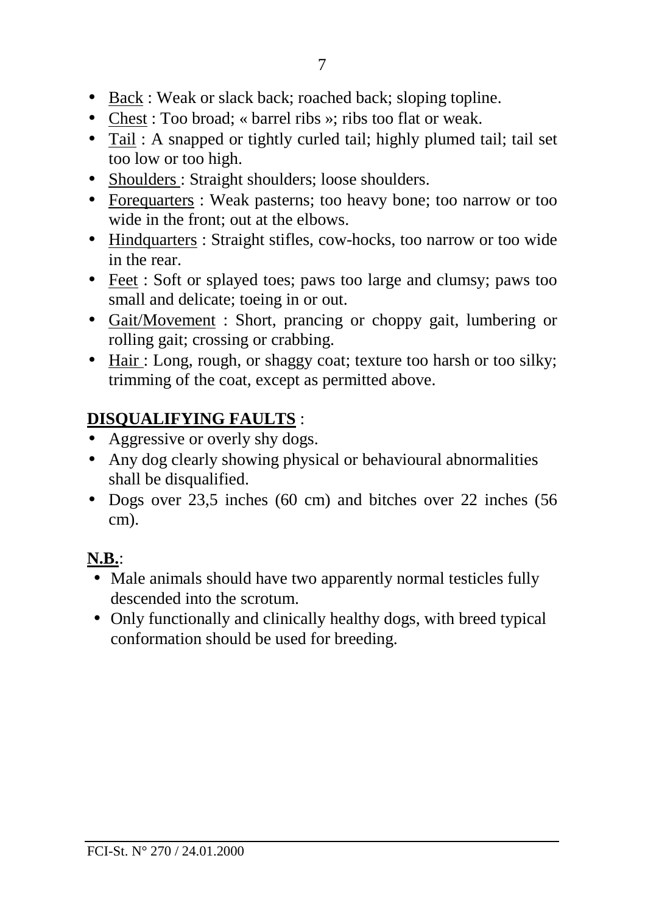- Back : Weak or slack back; roached back; sloping topline.
- Chest : Too broad; « barrel ribs »; ribs too flat or weak.
- Tail : A snapped or tightly curled tail; highly plumed tail; tail set too low or too high.
- Shoulders : Straight shoulders; loose shoulders.
- Forequarters : Weak pasterns; too heavy bone; too narrow or too wide in the front; out at the elbows.
- Hindquarters : Straight stifles, cow-hocks, too narrow or too wide in the rear.
- Feet : Soft or splayed toes; paws too large and clumsy; paws too small and delicate; toeing in or out.
- Gait/Movement : Short, prancing or choppy gait, lumbering or rolling gait; crossing or crabbing.
- Hair : Long, rough, or shaggy coat; texture too harsh or too silky; trimming of the coat, except as permitted above.

**DISQUALIFYING FAULTS** :

- Aggressive or overly shy dogs.
- Any dog clearly showing physical or behavioural abnormalities shall be disqualified.
- Dogs over 23,5 inches (60 cm) and bitches over 22 inches (56 cm).

**N.B.**:

- Male animals should have two apparently normal testicles fully descended into the scrotum.
- Only functionally and clinically healthy dogs, with breed typical conformation should be used for breeding.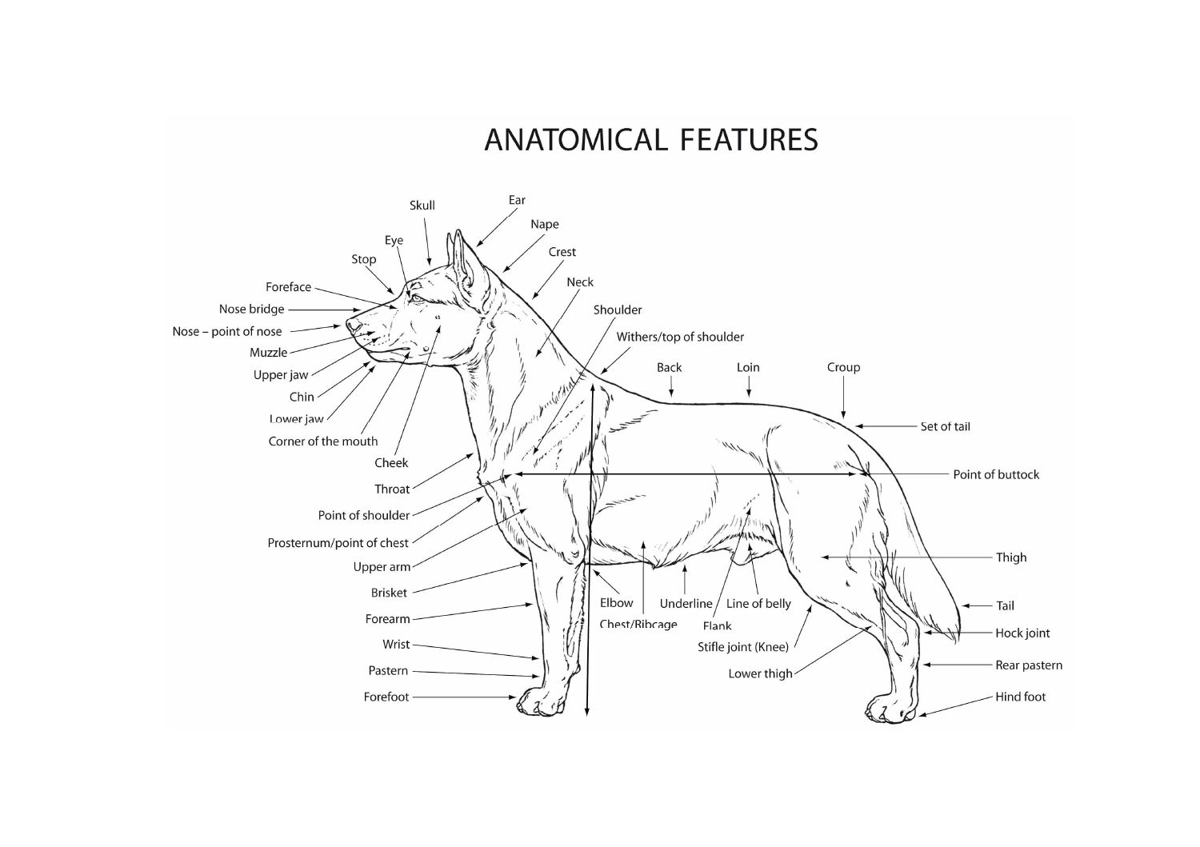# ANATOMICAL FEATURES

Skull
Ear
Nape
Eye
Stop
Crest
Neck
Foreface
Nose bridge
Nose – point of nose
Muzzle
Upper jaw
Chin
Lower jaw
Corner of the mouth
Cheek
Throat
Point of shoulder
Prosternum/point of chest
Upper arm
Brisket
Forearm
Wrist
Pastern
Forefoot
Shoulder
Withers/top of shoulder
Back
Loin
Croup
Set of tail
Point of buttock
Thigh
Tail
Hock joint
Rear pastern
Hind foot
Elbow
Chest/Ribcage
Underline
Line of belly
Flank
Stifle joint (Knee)
Lower thigh